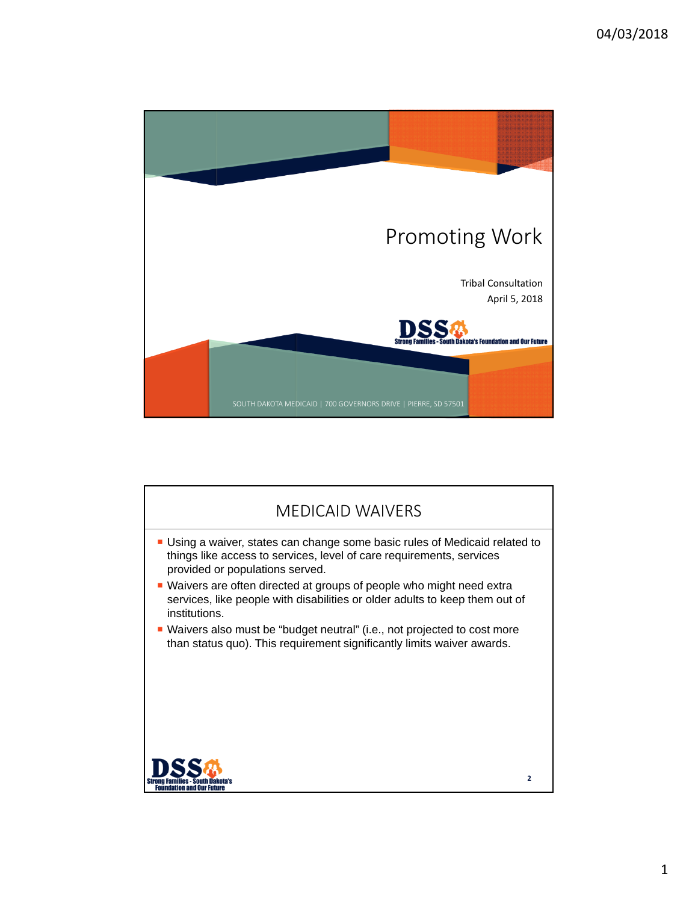# Promoting Work

Tribal Consultation
April 5, 2018

DSS
Strong Families - South Dakota's Foundation and Our Future

SOUTH DAKOTA MEDICAID | 700 GOVERNORS DRIVE | PIERRE, SD 57501

## MEDICAID WAIVERS

- Using a waiver, states can change some basic rules of Medicaid related to things like access to services, level of care requirements, services provided or populations served.
- Waivers are often directed at groups of people who might need extra services, like people with disabilities or older adults to keep them out of institutions.
- Waivers also must be "budget neutral" (i.e., not projected to cost more than status quo). This requirement significantly limits waiver awards.

DSS
Strong Families - South Dakota's Foundation and Our Future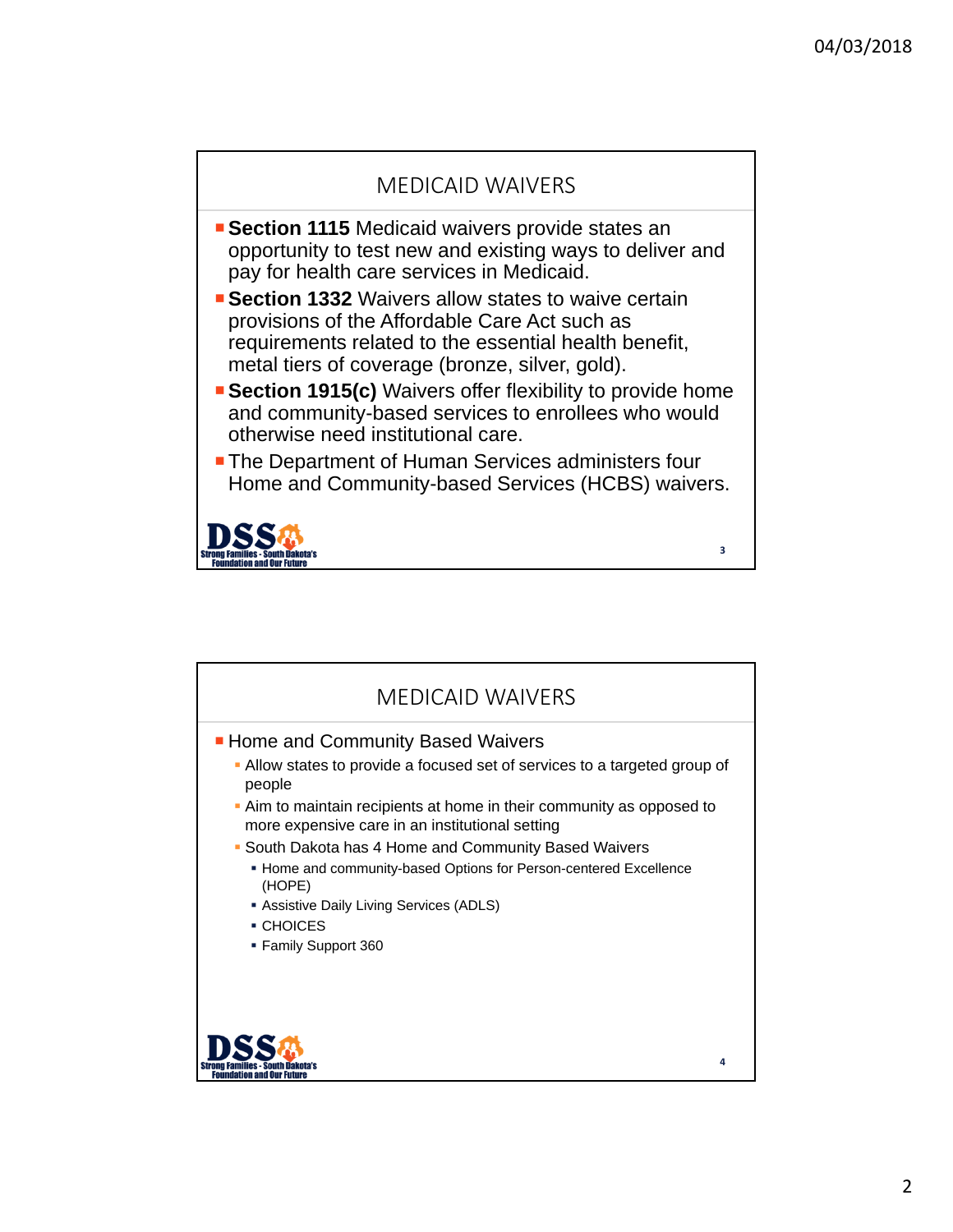## MEDICAID WAIVERS

- **Section 1115** Medicaid waivers provide states an opportunity to test new and existing ways to deliver and pay for health care services in Medicaid.
- **Section 1332** Waivers allow states to waive certain provisions of the Affordable Care Act such as requirements related to the essential health benefit, metal tiers of coverage (bronze, silver, gold).
- **Section 1915(c)** Waivers offer flexibility to provide home and community-based services to enrollees who would otherwise need institutional care.
- The Department of Human Services administers four Home and Community-based Services (HCBS) waivers.

DSS Strong Families - South Dakota's Foundation and Our Future

## MEDICAID WAIVERS

- Home and Community Based Waivers
  - Allow states to provide a focused set of services to a targeted group of people
  - Aim to maintain recipients at home in their community as opposed to more expensive care in an institutional setting
  - South Dakota has 4 Home and Community Based Waivers
    - Home and community-based Options for Person-centered Excellence (HOPE)
    - Assistive Daily Living Services (ADLS)
    - CHOICES
    - Family Support 360

DSS Strong Families - South Dakota's Foundation and Our Future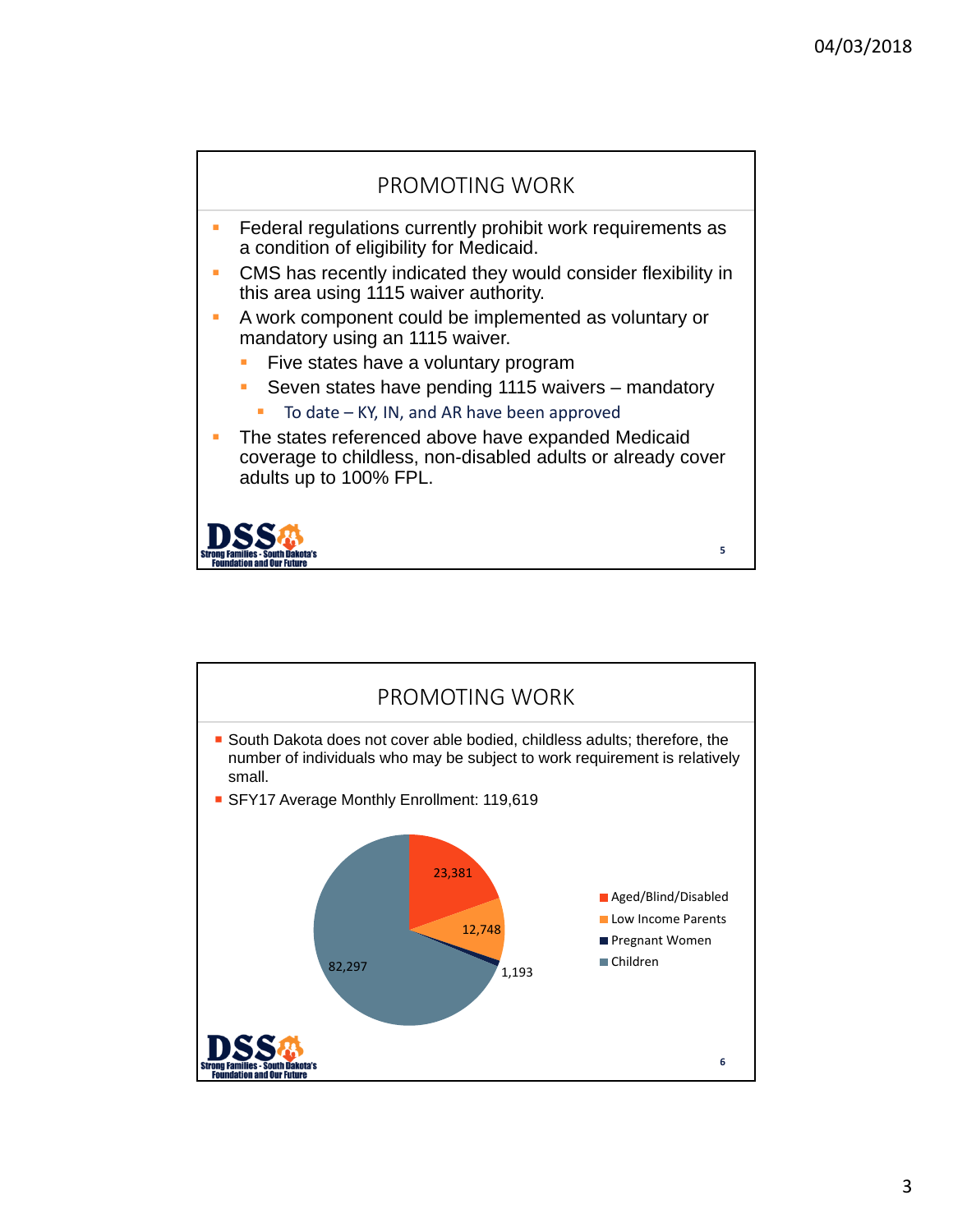## PROMOTING WORK

- Federal regulations currently prohibit work requirements as a condition of eligibility for Medicaid.
- CMS has recently indicated they would consider flexibility in this area using 1115 waiver authority.
- A work component could be implemented as voluntary or mandatory using an 1115 waiver.
  - Five states have a voluntary program
  - Seven states have pending 1115 waivers – mandatory
    - To date – KY, IN, and AR have been approved
- The states referenced above have expanded Medicaid coverage to childless, non-disabled adults or already cover adults up to 100% FPL.

## PROMOTING WORK

- South Dakota does not cover able bodied, childless adults; therefore, the number of individuals who may be subject to work requirement is relatively small.
- SFY17 Average Monthly Enrollment: 119,619

| Category | Enrollment |
|---|---|
| Aged/Blind/Disabled | 23,381 |
| Low Income Parents | 12,748 |
| Pregnant Women | 1,193 |
| Children | 82,297 |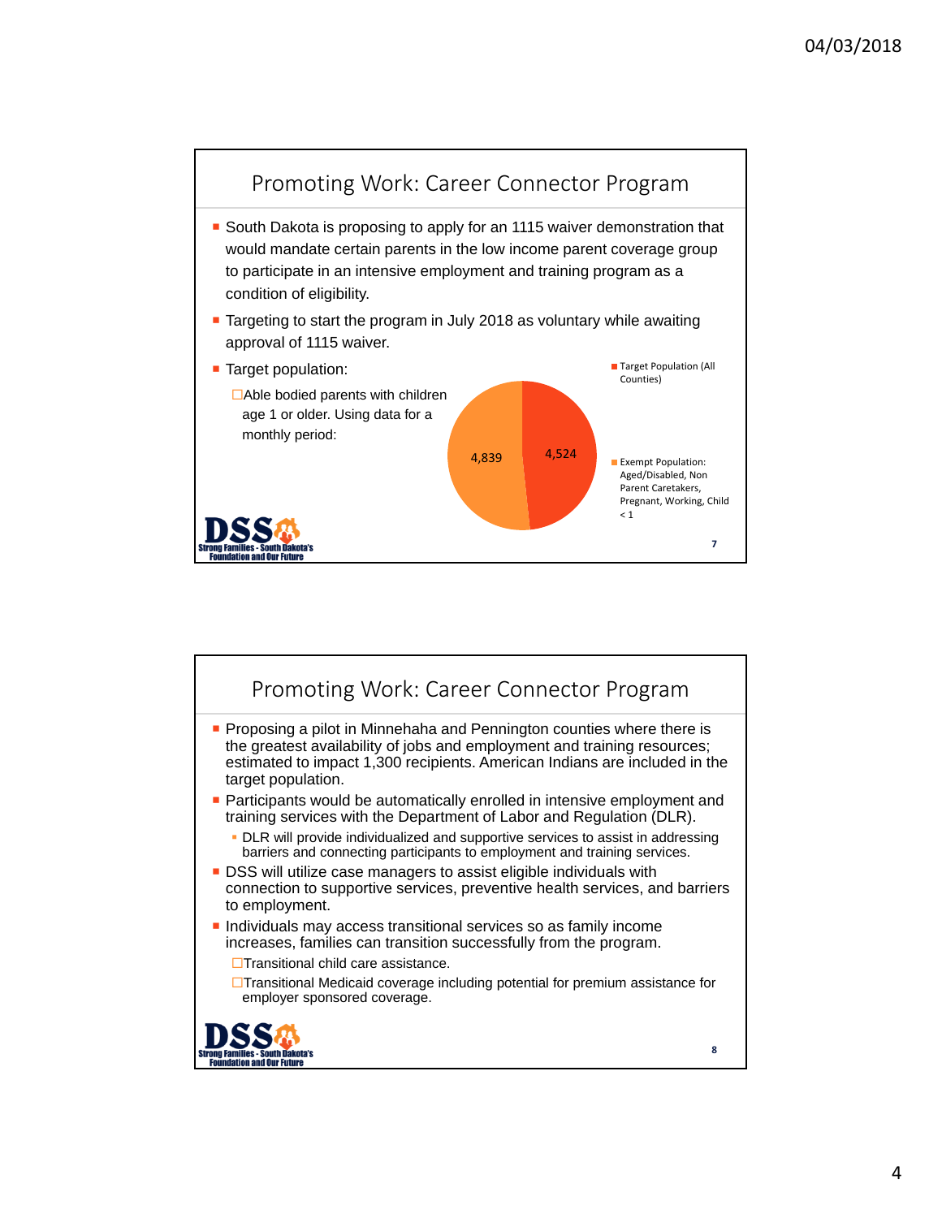## Promoting Work: Career Connector Program

- South Dakota is proposing to apply for an 1115 waiver demonstration that would mandate certain parents in the low income parent coverage group to participate in an intensive employment and training program as a condition of eligibility.
- Targeting to start the program in July 2018 as voluntary while awaiting approval of 1115 waiver.
- Target population:
  - Able bodied parents with children age 1 or older. Using data for a monthly period:

| Population | Count |
|---|---|
| Target Population (All Counties) | 4,524 |
| Exempt Population: Aged/Disabled, Non Parent Caretakers, Pregnant, Working, Child < 1 | 4,839 |

## Promoting Work: Career Connector Program

- Proposing a pilot in Minnehaha and Pennington counties where there is the greatest availability of jobs and employment and training resources; estimated to impact 1,300 recipients. American Indians are included in the target population.
- Participants would be automatically enrolled in intensive employment and training services with the Department of Labor and Regulation (DLR).
  - DLR will provide individualized and supportive services to assist in addressing barriers and connecting participants to employment and training services.
- DSS will utilize case managers to assist eligible individuals with connection to supportive services, preventive health services, and barriers to employment.
- Individuals may access transitional services so as family income increases, families can transition successfully from the program.
  - Transitional child care assistance.
  - Transitional Medicaid coverage including potential for premium assistance for employer sponsored coverage.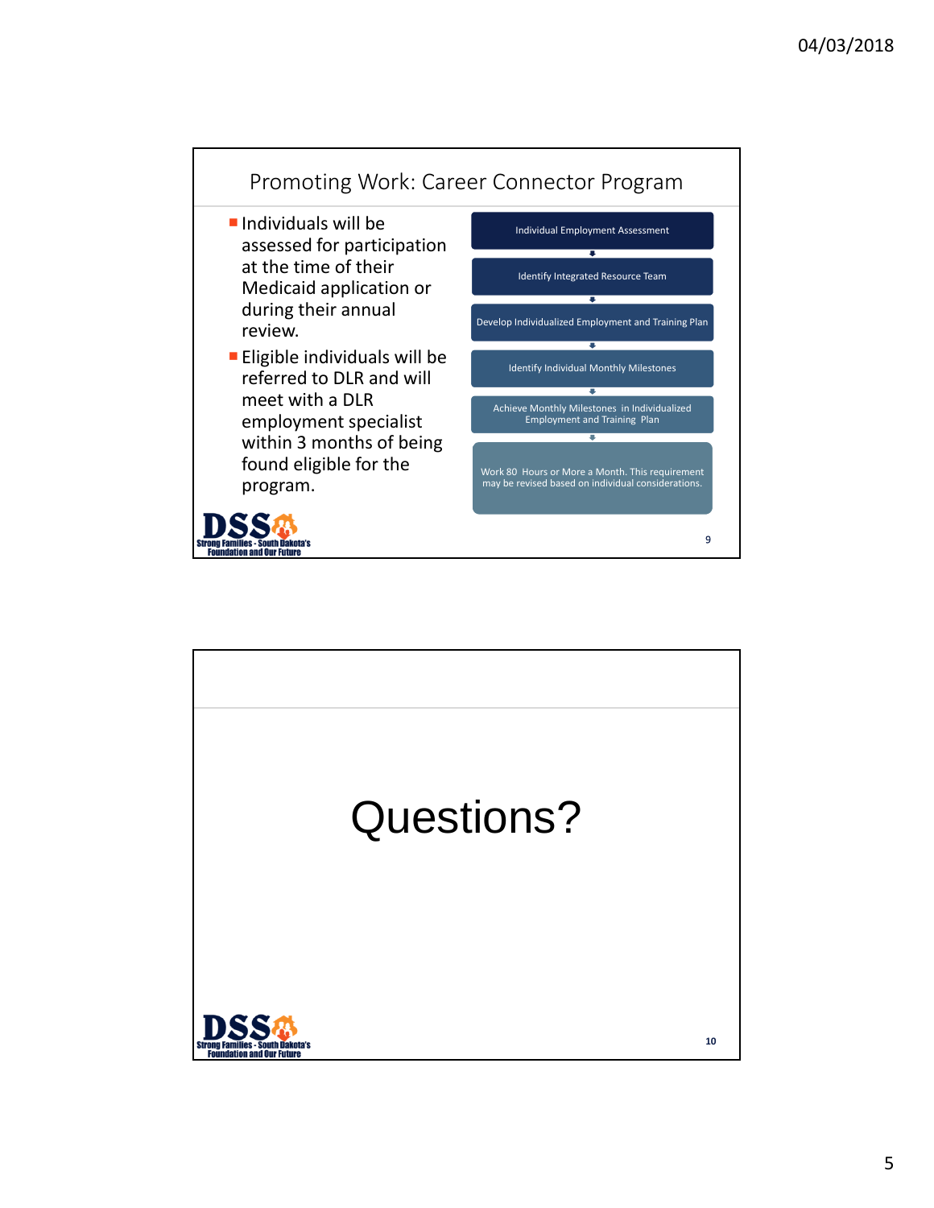## Promoting Work: Career Connector Program

- Individuals will be assessed for participation at the time of their Medicaid application or during their annual review.
- Eligible individuals will be referred to DLR and will meet with a DLR employment specialist within 3 months of being found eligible for the program.

Individual Employment Assessment

Identify Integrated Resource Team

Develop Individualized Employment and Training Plan

Identify Individual Monthly Milestones

Achieve Monthly Milestones in Individualized Employment and Training Plan

Work 80 Hours or More a Month. This requirement may be revised based on individual considerations.

DSS Strong Families - South Dakota's Foundation and Our Future

## Questions?

DSS Strong Families - South Dakota's Foundation and Our Future